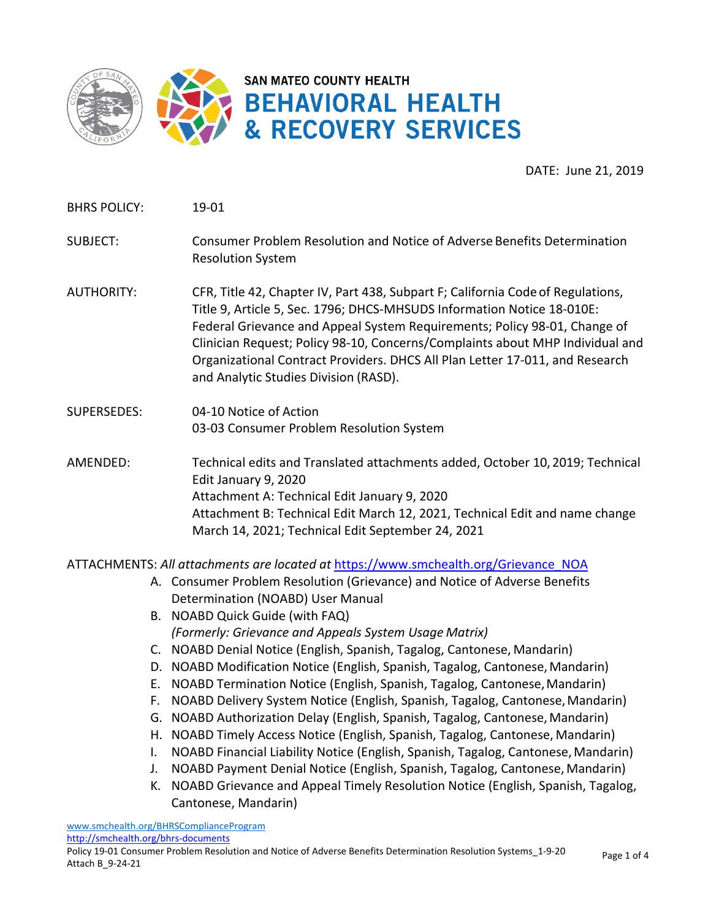SAN MATEO COUNTY HEALTH
**BEHAVIORAL HEALTH & RECOVERY SERVICES**

DATE: June 21, 2019

BHRS POLICY: 19-01

SUBJECT: Consumer Problem Resolution and Notice of Adverse Benefits Determination Resolution System

AUTHORITY: CFR, Title 42, Chapter IV, Part 438, Subpart F; California Code of Regulations, Title 9, Article 5, Sec. 1796; DHCS-MHSUDS Information Notice 18-010E: Federal Grievance and Appeal System Requirements; Policy 98-01, Change of Clinician Request; Policy 98-10, Concerns/Complaints about MHP Individual and Organizational Contract Providers. DHCS All Plan Letter 17-011, and Research and Analytic Studies Division (RASD).

SUPERSEDES: 04-10 Notice of Action
03-03 Consumer Problem Resolution System

AMENDED: Technical edits and Translated attachments added, October 10, 2019; Technical Edit January 9, 2020
Attachment A: Technical Edit January 9, 2020
Attachment B: Technical Edit March 12, 2021, Technical Edit and name change March 14, 2021; Technical Edit September 24, 2021

ATTACHMENTS: *All attachments are located at* https://www.smchealth.org/Grievance_NOA

A. Consumer Problem Resolution (Grievance) and Notice of Adverse Benefits Determination (NOABD) User Manual
B. NOABD Quick Guide (with FAQ) *(Formerly: Grievance and Appeals System Usage Matrix)*
C. NOABD Denial Notice (English, Spanish, Tagalog, Cantonese, Mandarin)
D. NOABD Modification Notice (English, Spanish, Tagalog, Cantonese, Mandarin)
E. NOABD Termination Notice (English, Spanish, Tagalog, Cantonese, Mandarin)
F. NOABD Delivery System Notice (English, Spanish, Tagalog, Cantonese, Mandarin)
G. NOABD Authorization Delay (English, Spanish, Tagalog, Cantonese, Mandarin)
H. NOABD Timely Access Notice (English, Spanish, Tagalog, Cantonese, Mandarin)
I. NOABD Financial Liability Notice (English, Spanish, Tagalog, Cantonese, Mandarin)
J. NOABD Payment Denial Notice (English, Spanish, Tagalog, Cantonese, Mandarin)
K. NOABD Grievance and Appeal Timely Resolution Notice (English, Spanish, Tagalog, Cantonese, Mandarin)

www.smchealth.org/BHRSComplianceProgram
http://smchealth.org/bhrs-documents
Policy 19-01 Consumer Problem Resolution and Notice of Adverse Benefits Determination Resolution Systems_1-9-20
Attach B_9-24-21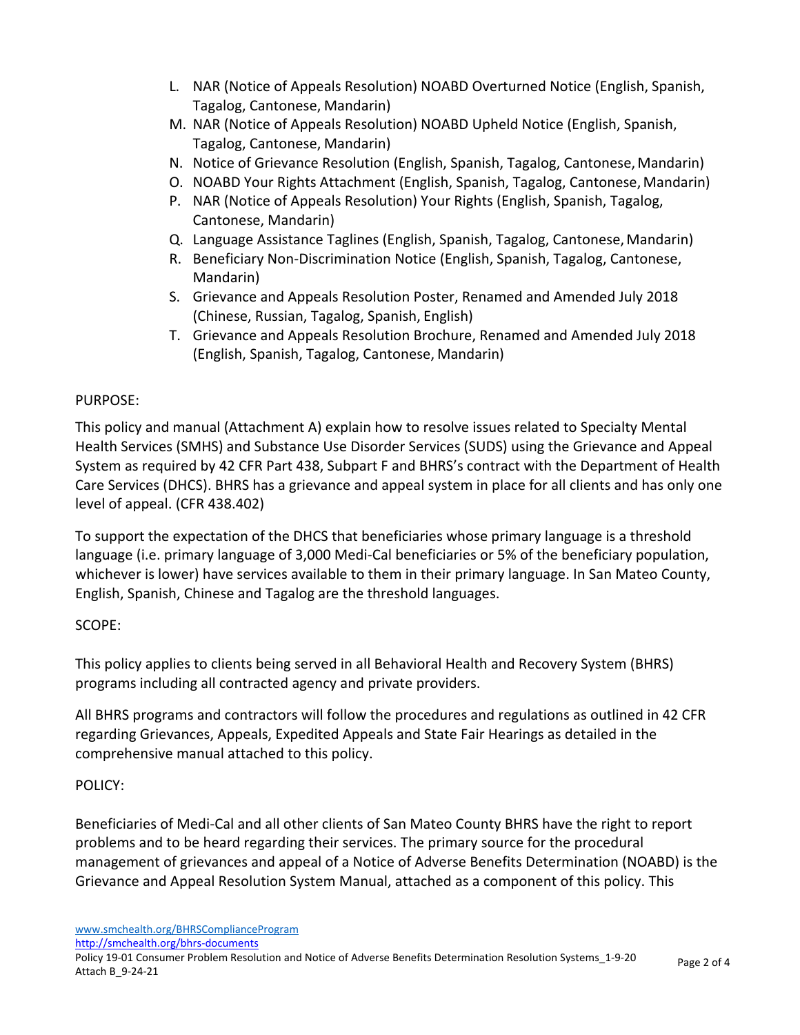L. NAR (Notice of Appeals Resolution) NOABD Overturned Notice (English, Spanish, Tagalog, Cantonese, Mandarin)
M. NAR (Notice of Appeals Resolution) NOABD Upheld Notice (English, Spanish, Tagalog, Cantonese, Mandarin)
N. Notice of Grievance Resolution (English, Spanish, Tagalog, Cantonese, Mandarin)
O. NOABD Your Rights Attachment (English, Spanish, Tagalog, Cantonese, Mandarin)
P. NAR (Notice of Appeals Resolution) Your Rights (English, Spanish, Tagalog, Cantonese, Mandarin)
Q. Language Assistance Taglines (English, Spanish, Tagalog, Cantonese, Mandarin)
R. Beneficiary Non-Discrimination Notice (English, Spanish, Tagalog, Cantonese, Mandarin)
S. Grievance and Appeals Resolution Poster, Renamed and Amended July 2018 (Chinese, Russian, Tagalog, Spanish, English)
T. Grievance and Appeals Resolution Brochure, Renamed and Amended July 2018 (English, Spanish, Tagalog, Cantonese, Mandarin)

PURPOSE:

This policy and manual (Attachment A) explain how to resolve issues related to Specialty Mental Health Services (SMHS) and Substance Use Disorder Services (SUDS) using the Grievance and Appeal System as required by 42 CFR Part 438, Subpart F and BHRS's contract with the Department of Health Care Services (DHCS). BHRS has a grievance and appeal system in place for all clients and has only one level of appeal. (CFR 438.402)

To support the expectation of the DHCS that beneficiaries whose primary language is a threshold language (i.e. primary language of 3,000 Medi-Cal beneficiaries or 5% of the beneficiary population, whichever is lower) have services available to them in their primary language. In San Mateo County, English, Spanish, Chinese and Tagalog are the threshold languages.

SCOPE:

This policy applies to clients being served in all Behavioral Health and Recovery System (BHRS) programs including all contracted agency and private providers.

All BHRS programs and contractors will follow the procedures and regulations as outlined in 42 CFR regarding Grievances, Appeals, Expedited Appeals and State Fair Hearings as detailed in the comprehensive manual attached to this policy.

POLICY:

Beneficiaries of Medi-Cal and all other clients of San Mateo County BHRS have the right to report problems and to be heard regarding their services. The primary source for the procedural management of grievances and appeal of a Notice of Adverse Benefits Determination (NOABD) is the Grievance and Appeal Resolution System Manual, attached as a component of this policy. This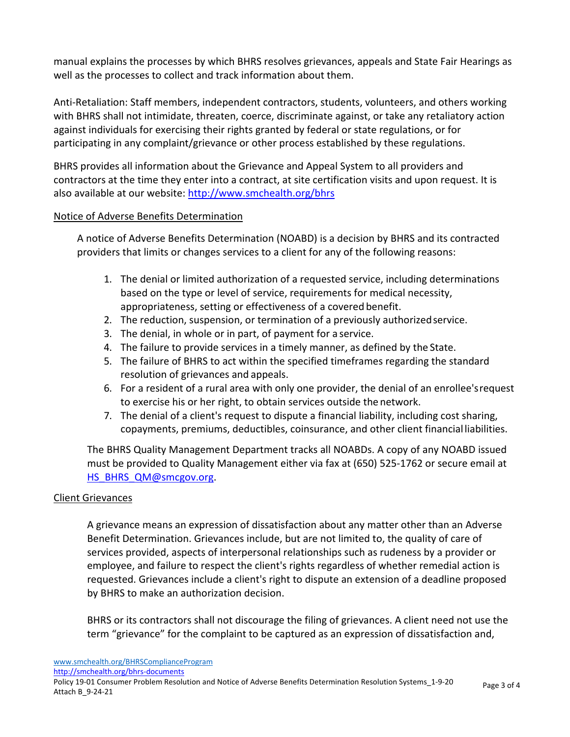manual explains the processes by which BHRS resolves grievances, appeals and State Fair Hearings as well as the processes to collect and track information about them.

Anti-Retaliation: Staff members, independent contractors, students, volunteers, and others working with BHRS shall not intimidate, threaten, coerce, discriminate against, or take any retaliatory action against individuals for exercising their rights granted by federal or state regulations, or for participating in any complaint/grievance or other process established by these regulations.

BHRS provides all information about the Grievance and Appeal System to all providers and contractors at the time they enter into a contract, at site certification visits and upon request. It is also available at our website: http://www.smchealth.org/bhrs

Notice of Adverse Benefits Determination

A notice of Adverse Benefits Determination (NOABD) is a decision by BHRS and its contracted providers that limits or changes services to a client for any of the following reasons:

1. The denial or limited authorization of a requested service, including determinations based on the type or level of service, requirements for medical necessity, appropriateness, setting or effectiveness of a covered benefit.
2. The reduction, suspension, or termination of a previously authorized service.
3. The denial, in whole or in part, of payment for a service.
4. The failure to provide services in a timely manner, as defined by the State.
5. The failure of BHRS to act within the specified timeframes regarding the standard resolution of grievances and appeals.
6. For a resident of a rural area with only one provider, the denial of an enrollee's request to exercise his or her right, to obtain services outside the network.
7. The denial of a client's request to dispute a financial liability, including cost sharing, copayments, premiums, deductibles, coinsurance, and other client financial liabilities.

The BHRS Quality Management Department tracks all NOABDs. A copy of any NOABD issued must be provided to Quality Management either via fax at (650) 525-1762 or secure email at HS_BHRS_QM@smcgov.org.

Client Grievances

A grievance means an expression of dissatisfaction about any matter other than an Adverse Benefit Determination. Grievances include, but are not limited to, the quality of care of services provided, aspects of interpersonal relationships such as rudeness by a provider or employee, and failure to respect the client's rights regardless of whether remedial action is requested. Grievances include a client's right to dispute an extension of a deadline proposed by BHRS to make an authorization decision.

BHRS or its contractors shall not discourage the filing of grievances. A client need not use the term "grievance" for the complaint to be captured as an expression of dissatisfaction and,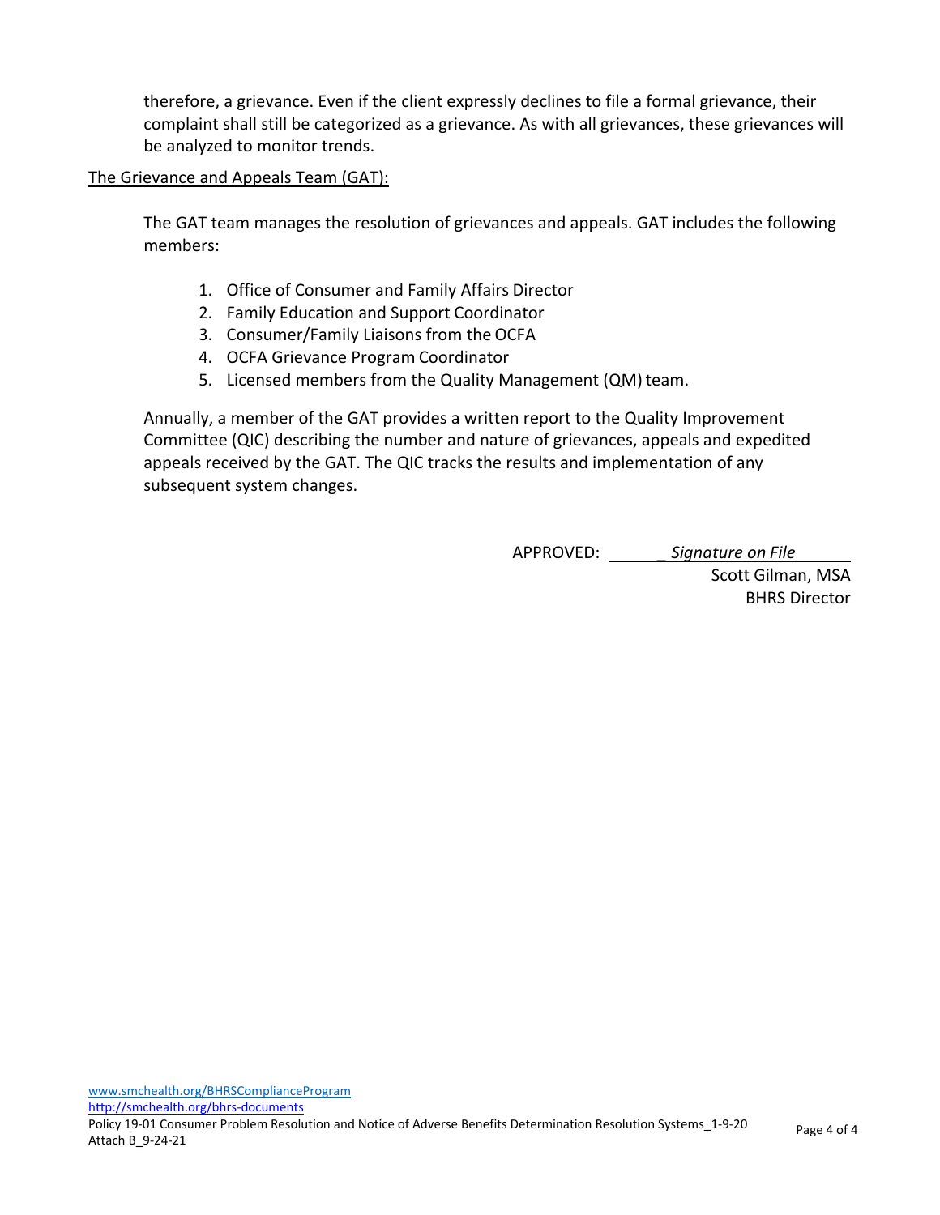therefore, a grievance. Even if the client expressly declines to file a formal grievance, their complaint shall still be categorized as a grievance. As with all grievances, these grievances will be analyzed to monitor trends.

The Grievance and Appeals Team (GAT):

The GAT team manages the resolution of grievances and appeals. GAT includes the following members:

1. Office of Consumer and Family Affairs Director
2. Family Education and Support Coordinator
3. Consumer/Family Liaisons from the OCFA
4. OCFA Grievance Program Coordinator
5. Licensed members from the Quality Management (QM) team.

Annually, a member of the GAT provides a written report to the Quality Improvement Committee (QIC) describing the number and nature of grievances, appeals and expedited appeals received by the GAT. The QIC tracks the results and implementation of any subsequent system changes.

APPROVED: _*Signature on File*

Scott Gilman, MSA

BHRS Director

www.smchealth.org/BHRSComplianceProgram

http://smchealth.org/bhrs-documents

Policy 19-01 Consumer Problem Resolution and Notice of Adverse Benefits Determination Resolution Systems_1-9-20 Attach B_9-24-21